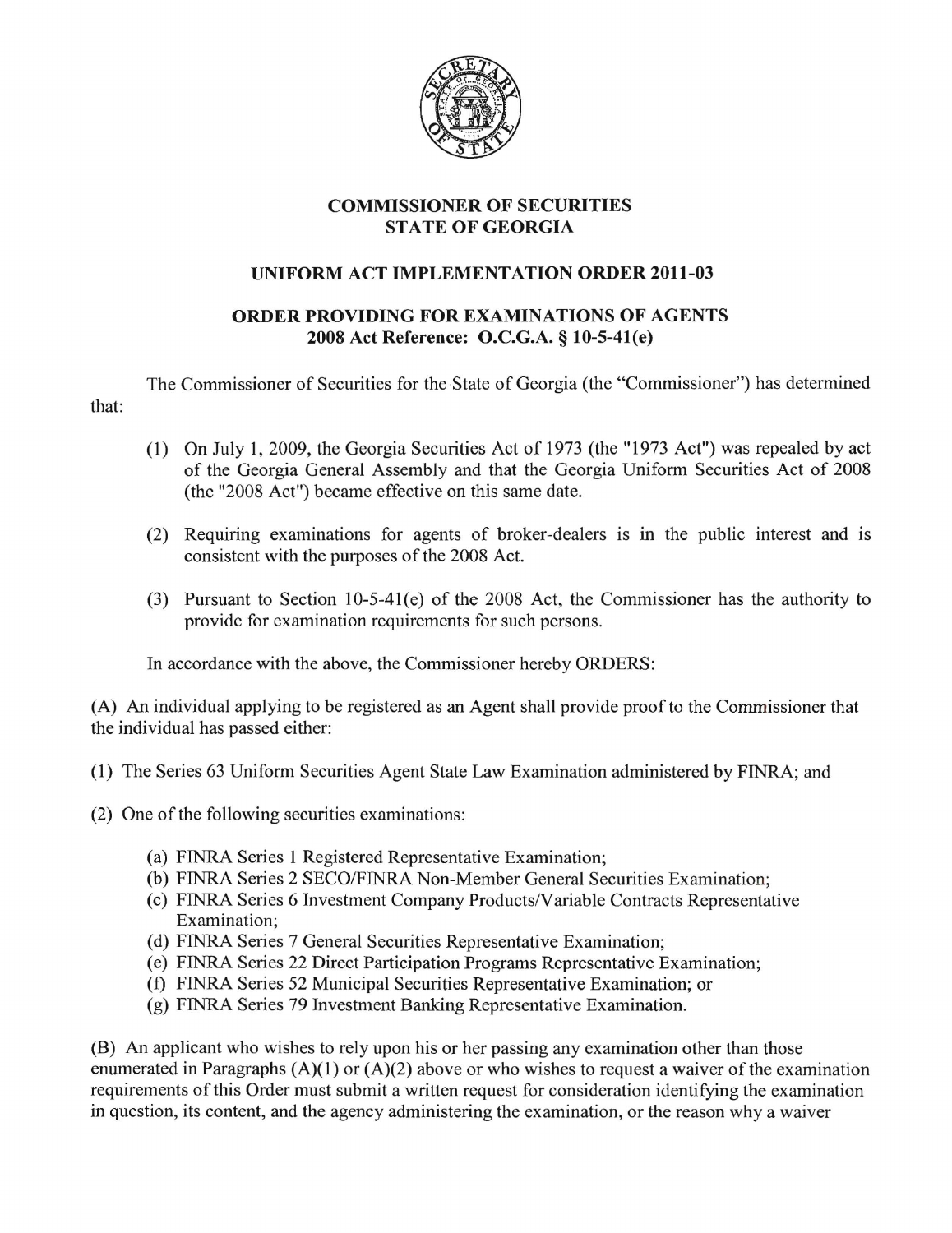# COMMISSIONER OF SECURITIES
# STATE OF GEORGIA

## UNIFORM ACT IMPLEMENTATION ORDER 2011-03

## ORDER PROVIDING FOR EXAMINATIONS OF AGENTS
## 2008 Act Reference: O.C.G.A. § 10-5-41(e)

The Commissioner of Securities for the State of Georgia (the "Commissioner") has determined that:

(1) On July 1, 2009, the Georgia Securities Act of 1973 (the "1973 Act") was repealed by act of the Georgia General Assembly and that the Georgia Uniform Securities Act of 2008 (the "2008 Act") became effective on this same date.

(2) Requiring examinations for agents of broker-dealers is in the public interest and is consistent with the purposes of the 2008 Act.

(3) Pursuant to Section 10-5-41(e) of the 2008 Act, the Commissioner has the authority to provide for examination requirements for such persons.

In accordance with the above, the Commissioner hereby ORDERS:

(A) An individual applying to be registered as an Agent shall provide proof to the Commissioner that the individual has passed either:

(1) The Series 63 Uniform Securities Agent State Law Examination administered by FINRA; and

(2) One of the following securities examinations:

- (a) FINRA Series 1 Registered Representative Examination;
- (b) FINRA Series 2 SECO/FINRA Non-Member General Securities Examination;
- (c) FINRA Series 6 Investment Company Products/Variable Contracts Representative Examination;
- (d) FINRA Series 7 General Securities Representative Examination;
- (e) FINRA Series 22 Direct Participation Programs Representative Examination;
- (f) FINRA Series 52 Municipal Securities Representative Examination; or
- (g) FINRA Series 79 Investment Banking Representative Examination.

(B) An applicant who wishes to rely upon his or her passing any examination other than those enumerated in Paragraphs (A)(1) or (A)(2) above or who wishes to request a waiver of the examination requirements of this Order must submit a written request for consideration identifying the examination in question, its content, and the agency administering the examination, or the reason why a waiver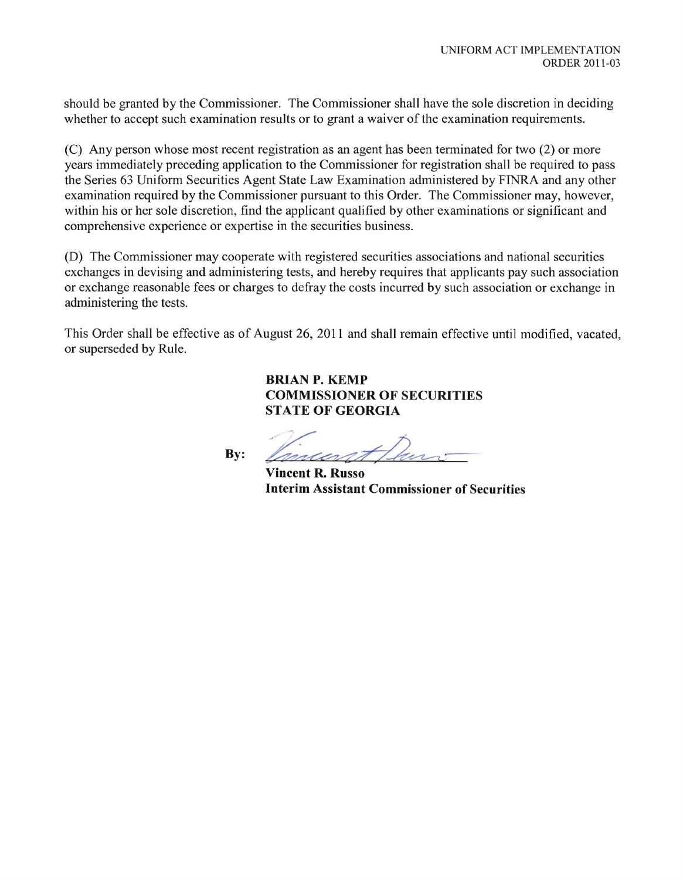should be granted by the Commissioner. The Commissioner shall have the sole discretion in deciding whether to accept such examination results or to grant a waiver of the examination requirements.

(C) Any person whose most recent registration as an agent has been terminated for two (2) or more years immediately preceding application to the Commissioner for registration shall be required to pass the Series 63 Uniform Securities Agent State Law Examination administered by FINRA and any other examination required by the Commissioner pursuant to this Order. The Commissioner may, however, within his or her sole discretion, find the applicant qualified by other examinations or significant and comprehensive experience or expertise in the securities business.

(D) The Commissioner may cooperate with registered securities associations and national securities exchanges in devising and administering tests, and hereby requires that applicants pay such association or exchange reasonable fees or charges to defray the costs incurred by such association or exchange in administering the tests.

This Order shall be effective as of August 26, 2011 and shall remain effective until modified, vacated, or superseded by Rule.

**BRIAN P. KEMP**
**COMMISSIONER OF SECURITIES**
**STATE OF GEORGIA**

**By:** ______________________

**Vincent R. Russo**
**Interim Assistant Commissioner of Securities**